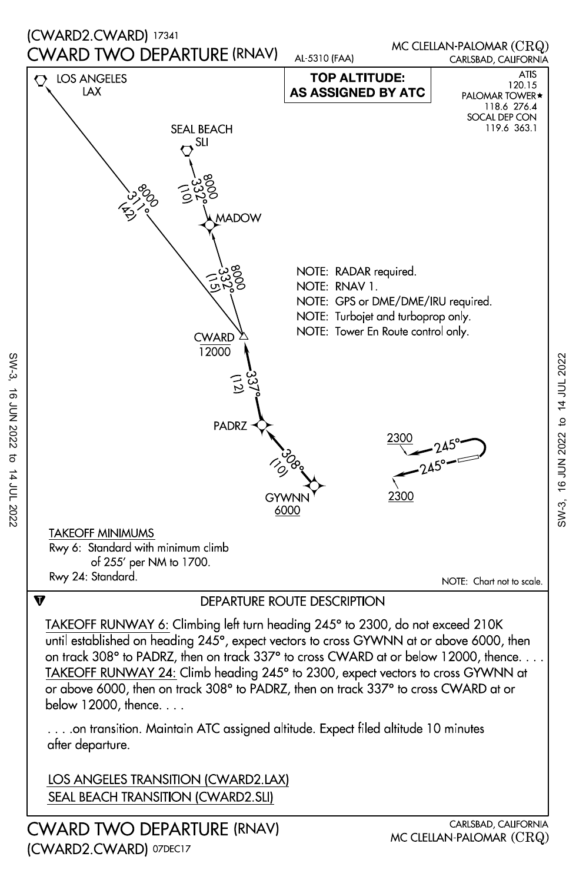(CWARD2.CWARD) 17341

# CWARD TWO DEPARTURE (RNAV)

AL-5310 (FAA)

MC CLELLAN-PALOMAR (CRQ)
CARLSBAD, CALIFORNIA

**TOP ALTITUDE: AS ASSIGNED BY ATC**

ATIS 120.15
PALOMAR TOWER★ 118.6 276.4
SOCAL DEP CON 119.6 363.1

LOS ANGELES LAX

SEAL BEACH SLI

8000 332° (10)

8000 311° (42)

MADOW

8000 332° (15)

CWARD 12000

337° (12)

PADRZ

308° (10)

GYWNN 6000

2300 245°

245° 2300

NOTE: RADAR required.
NOTE: RNAV 1.
NOTE: GPS or DME/DME/IRU required.
NOTE: Turbojet and turboprop only.
NOTE: Tower En Route control only.

TAKEOFF MINIMUMS
Rwy 6: Standard with minimum climb of 255' per NM to 1700.
Rwy 24: Standard.

NOTE: Chart not to scale.

## DEPARTURE ROUTE DESCRIPTION

TAKEOFF RUNWAY 6: Climbing left turn heading 245° to 2300, do not exceed 210K until established on heading 245°, expect vectors to cross GYWNN at or above 6000, then on track 308° to PADRZ, then on track 337° to cross CWARD at or below 12000, thence. . . .
TAKEOFF RUNWAY 24: Climb heading 245° to 2300, expect vectors to cross GYWNN at or above 6000, then on track 308° to PADRZ, then on track 337° to cross CWARD at or below 12000, thence. . . .

. . . .on transition. Maintain ATC assigned altitude. Expect filed altitude 10 minutes after departure.

LOS ANGELES TRANSITION (CWARD2.LAX)
SEAL BEACH TRANSITION (CWARD2.SLI)

CWARD TWO DEPARTURE (RNAV)
(CWARD2.CWARD) 07DEC17

CARLSBAD, CALIFORNIA
MC CLELLAN-PALOMAR (CRQ)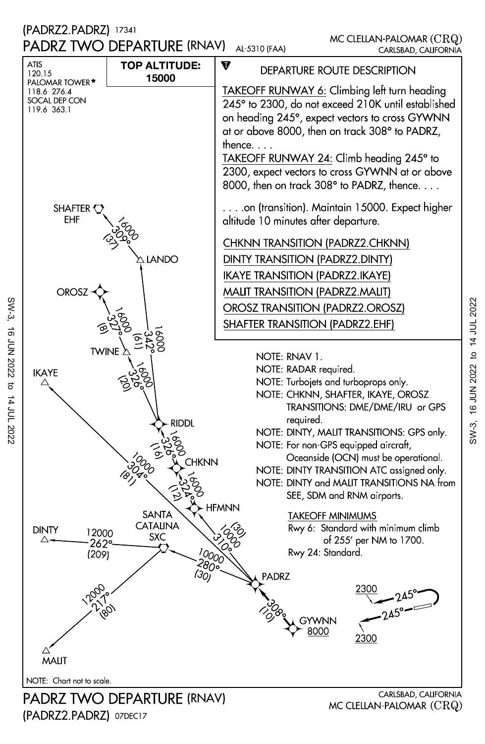(PADRZ2.PADRZ) 17341

# PADRZ TWO DEPARTURE (RNAV)

AL-5310 (FAA)

MC CLELLAN-PALOMAR (CRQ)
CARLSBAD, CALIFORNIA

ATIS
120.15
PALOMAR TOWER★
118.6 276.4
SOCAL DEP CON
119.6 363.1

**TOP ALTITUDE:**
**15000**

## DEPARTURE ROUTE DESCRIPTION

TAKEOFF RUNWAY 6: Climbing left turn heading 245° to 2300, do not exceed 210K until established on heading 245°, expect vectors to cross GYWNN at or above 8000, then on track 308° to PADRZ, thence. . . .

TAKEOFF RUNWAY 24: Climb heading 245° to 2300, expect vectors to cross GYWNN at or above 8000, then on track 308° to PADRZ, thence. . . .

. . . .on (transition). Maintain 15000. Expect higher altitude 10 minutes after departure.

CHKNN TRANSITION (PADRZ2.CHKNN)
DINTY TRANSITION (PADRZ2.DINTY)
IKAYE TRANSITION (PADRZ2.IKAYE)
MALIT TRANSITION (PADRZ2.MALIT)
OROSZ TRANSITION (PADRZ2.OROSZ)
SHAFTER TRANSITION (PADRZ2.EHF)

SHAFTER
EHF
16000
309°
(37)
LANDO
OROSZ
16000
327°
(8)
16000
342°
(61)
TWINE
16000
326°
(20)
IKAYE
RIDDL
16000
326°
(16)
10000
304°
(81)
CHKNN
16000
324°
(12)
HFMNN
(30)
10000
310°
SANTA
CATALINA
SXC
DINTY
12000
262°
(209)
10000
280°
(30)
PADRZ
308°
(10)
GYWNN
8000
12000
217°
(80)
MALIT
2300
245°
245°
2300

NOTE: RNAV 1.
NOTE: RADAR required.
NOTE: Turbojets and turboprops only.
NOTE: CHKNN, SHAFTER, IKAYE, OROSZ TRANSITIONS: DME/DME/IRU or GPS required.
NOTE: DINTY, MALIT TRANSITIONS: GPS only.
NOTE: For non-GPS equipped aircraft, Oceanside (OCN) must be operational.
NOTE: DINTY TRANSITION ATC assigned only.
NOTE: DINTY and MALIT TRANSITIONS NA from SEE, SDM and RNM airports.

TAKEOFF MINIMUMS
Rwy 6: Standard with minimum climb of 255' per NM to 1700.
Rwy 24: Standard.

NOTE: Chart not to scale.

SW-3, 16 JUN 2022 to 14 JUL 2022

# PADRZ TWO DEPARTURE (RNAV)

(PADRZ2.PADRZ) 07DEC17

CARLSBAD, CALIFORNIA
MC CLELLAN-PALOMAR (CRQ)